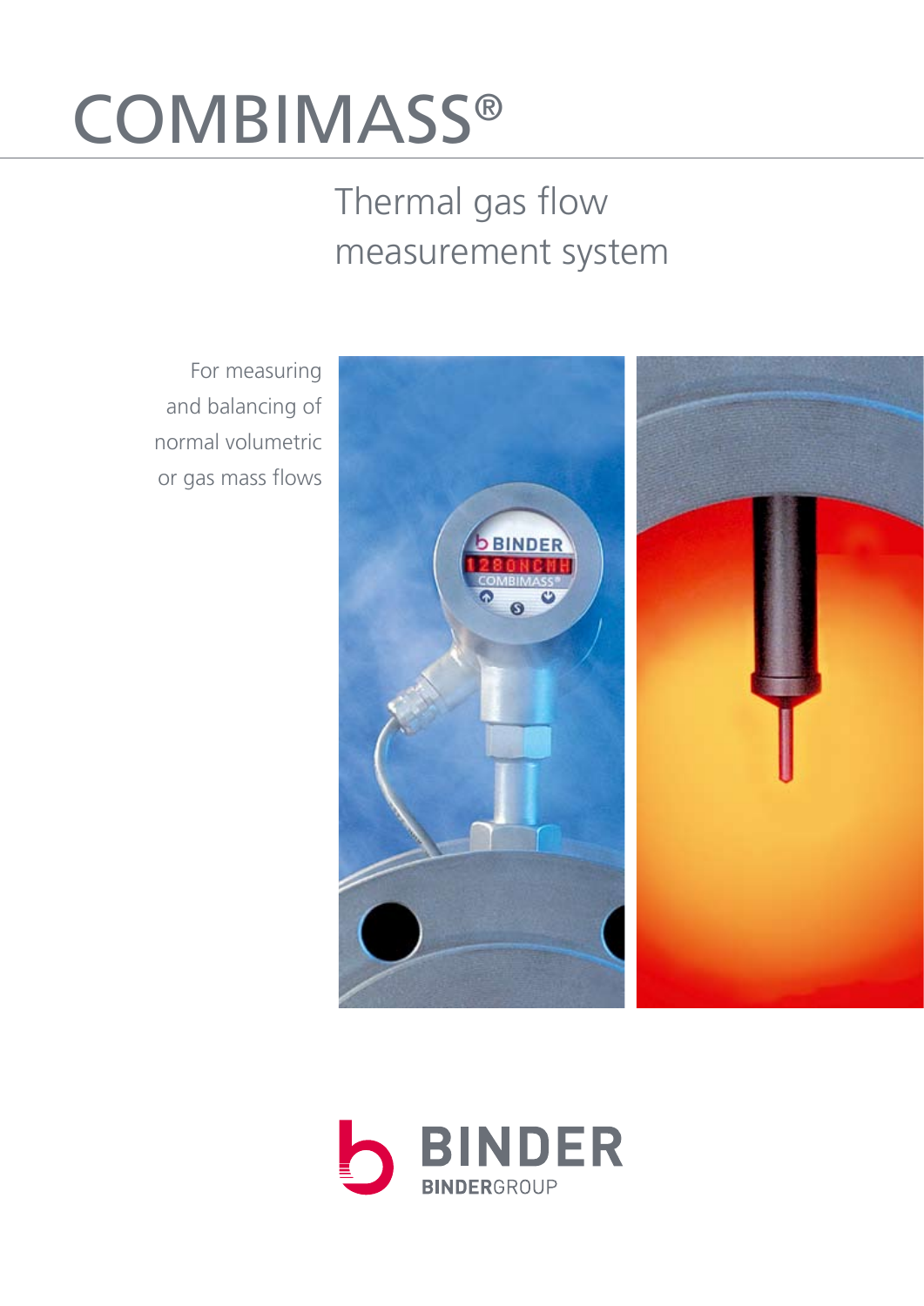# COMBIMASS®

## Thermal gas flow measurement system

For measuring and balancing of normal volumetric or gas mass flows

BINDER

BINDERGROUP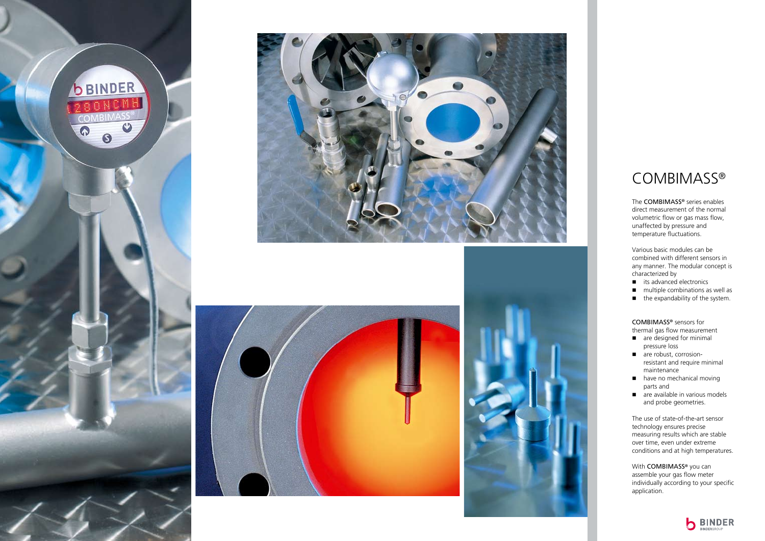# COMBIMASS®

The **COMBIMASS®** series enables direct measurement of the normal volumetric flow or gas mass flow, unaffected by pressure and temperature fluctuations.

Various basic modules can be combined with different sensors in any manner. The modular concept is characterized by

- its advanced electronics
- multiple combinations as well as
- the expandability of the system.

**COMBIMASS®** sensors for thermal gas flow measurement

- are designed for minimal pressure loss
- are robust, corrosion-resistant and require minimal maintenance
- have no mechanical moving parts and
- are available in various models and probe geometries.

The use of state-of-the-art sensor technology ensures precise measuring results which are stable over time, even under extreme conditions and at high temperatures.

With **COMBIMASS®** you can assemble your gas flow meter individually according to your specific application.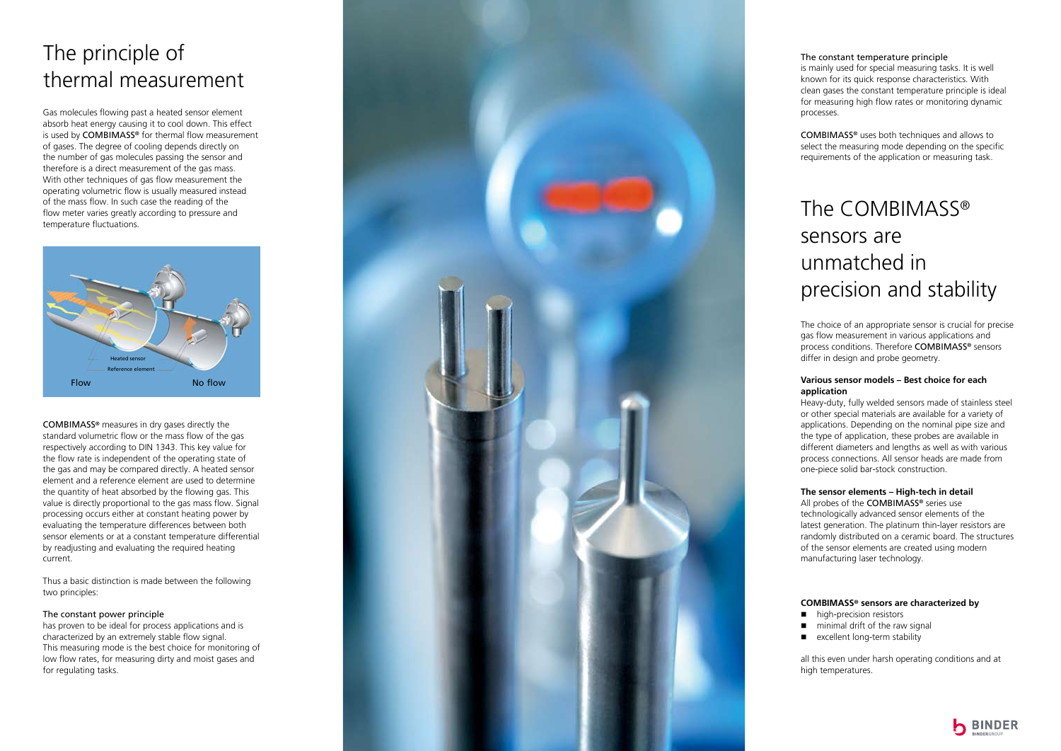# The principle of thermal measurement

Gas molecules flowing past a heated sensor element absorb heat energy causing it to cool down. This effect is used by COMBIMASS® for thermal flow measurement of gases. The degree of cooling depends directly on the number of gas molecules passing the sensor and therefore is a direct measurement of the gas mass. With other techniques of gas flow measurement the operating volumetric flow is usually measured instead of the mass flow. In such case the reading of the flow meter varies greatly according to pressure and temperature fluctuations.

Heated sensor

Reference element

Flow

No flow

COMBIMASS® measures in dry gases directly the standard volumetric flow or the mass flow of the gas respectively according to DIN 1343. This key value for the flow rate is independent of the operating state of the gas and may be compared directly. A heated sensor element and a reference element are used to determine the quantity of heat absorbed by the flowing gas. This value is directly proportional to the gas mass flow. Signal processing occurs either at constant heating power by evaluating the temperature differences between both sensor elements or at a constant temperature differential by readjusting and evaluating the required heating current.

Thus a basic distinction is made between the following two principles:

The constant power principle
has proven to be ideal for process applications and is characterized by an extremely stable flow signal. This measuring mode is the best choice for monitoring of low flow rates, for measuring dirty and moist gases and for regulating tasks.

The constant temperature principle
is mainly used for special measuring tasks. It is well known for its quick response characteristics. With clean gases the constant temperature principle is ideal for measuring high flow rates or monitoring dynamic processes.

COMBIMASS® uses both techniques and allows to select the measuring mode depending on the specific requirements of the application or measuring task.

# The COMBIMASS® sensors are unmatched in precision and stability

The choice of an appropriate sensor is crucial for precise gas flow measurement in various applications and process conditions. Therefore COMBIMASS® sensors differ in design and probe geometry.

**Various sensor models – Best choice for each application**
Heavy-duty, fully welded sensors made of stainless steel or other special materials are available for a variety of applications. Depending on the nominal pipe size and the type of application, these probes are available in different diameters and lengths as well as with various process connections. All sensor heads are made from one-piece solid bar-stock construction.

**The sensor elements – High-tech in detail**
All probes of the COMBIMASS® series use technologically advanced sensor elements of the latest generation. The platinum thin-layer resistors are randomly distributed on a ceramic board. The structures of the sensor elements are created using modern manufacturing laser technology.

**COMBIMASS® sensors are characterized by**

- high-precision resistors
- minimal drift of the raw signal
- excellent long-term stability

all this even under harsh operating conditions and at high temperatures.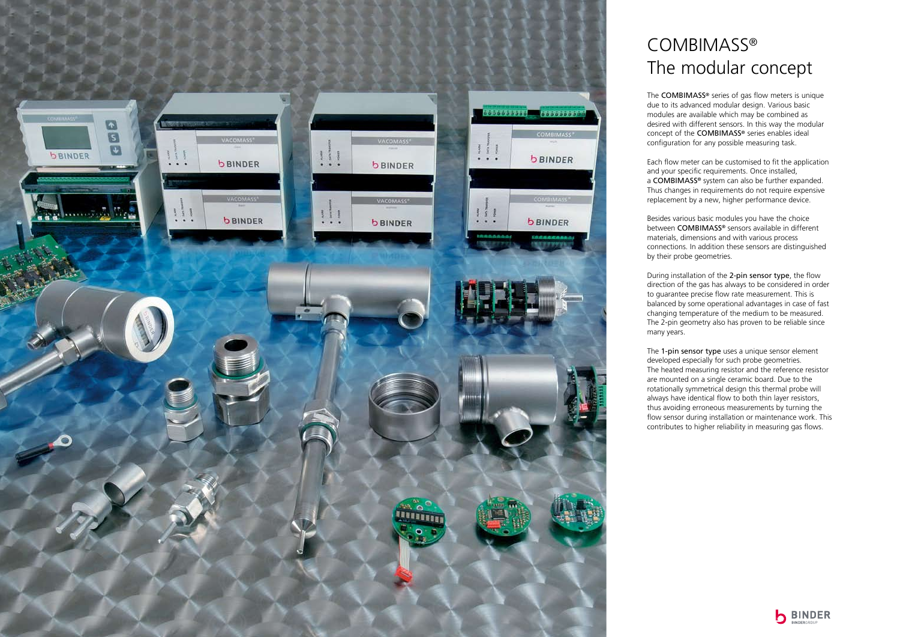# COMBIMASS®
# The modular concept

The **COMBIMASS®** series of gas flow meters is unique due to its advanced modular design. Various basic modules are available which may be combined as desired with different sensors. In this way the modular concept of the **COMBIMASS®** series enables ideal configuration for any possible measuring task.

Each flow meter can be customised to fit the application and your specific requirements. Once installed, a **COMBIMASS®** system can also be further expanded. Thus changes in requirements do not require expensive replacement by a new, higher performance device.

Besides various basic modules you have the choice between **COMBIMASS®** sensors available in different materials, dimensions and with various process connections. In addition these sensors are distinguished by their probe geometries.

During installation of the **2-pin sensor type**, the flow direction of the gas has always to be considered in order to guarantee precise flow rate measurement. This is balanced by some operational advantages in case of fast changing temperature of the medium to be measured. The 2-pin geometry also has proven to be reliable since many years.

The **1-pin sensor type** uses a unique sensor element developed especially for such probe geometries. The heated measuring resistor and the reference resistor are mounted on a single ceramic board. Due to the rotationally symmetrical design this thermal probe will always have identical flow to both thin layer resistors, thus avoiding erroneous measurements by turning the flow sensor during installation or maintenance work. This contributes to higher reliability in measuring gas flows.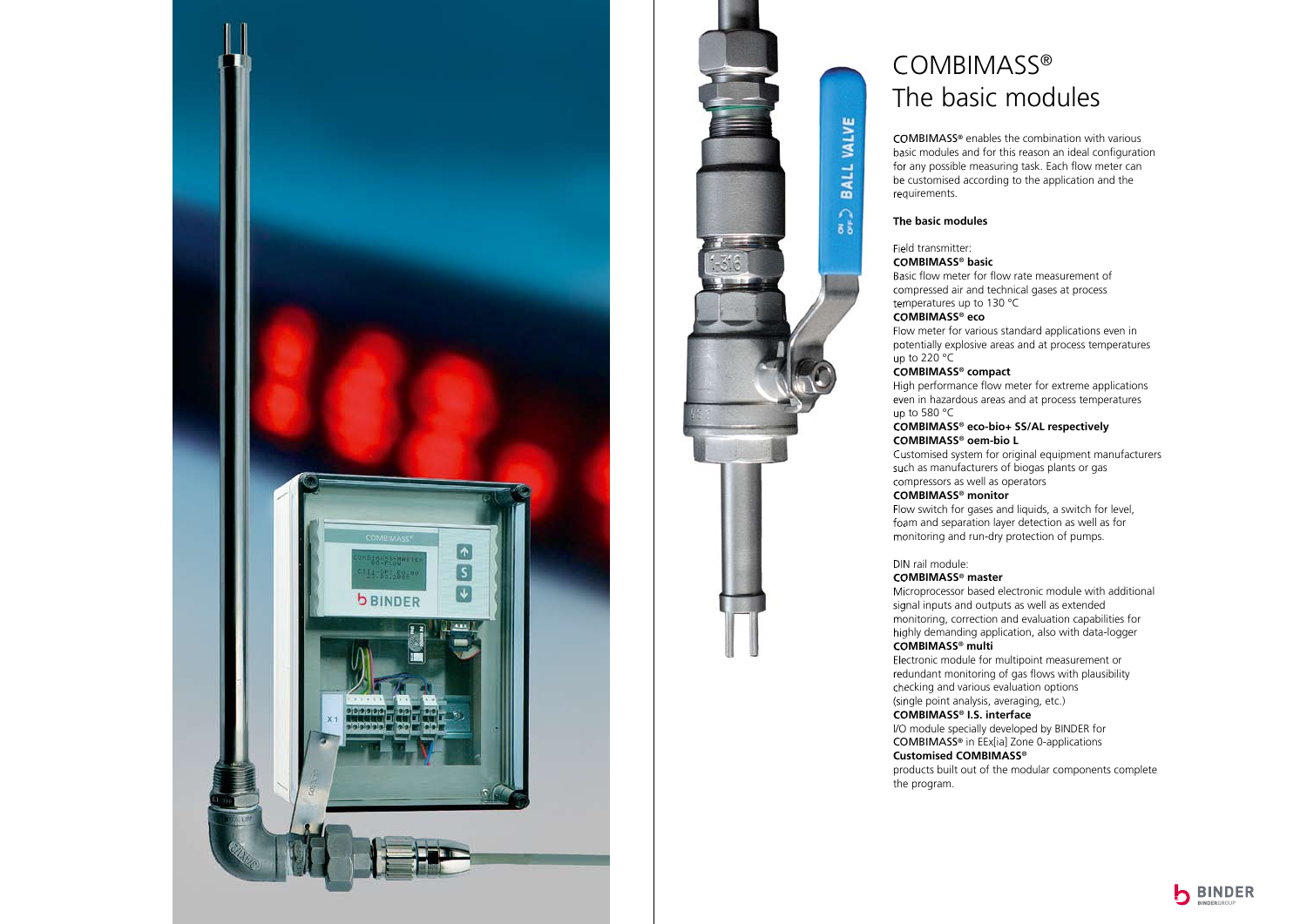# COMBIMASS®
## The basic modules

COMBIMASS® enables the combination with various basic modules and for this reason an ideal configuration for any possible measuring task. Each flow meter can be customised according to the application and the requirements.

**The basic modules**

Field transmitter:

**COMBIMASS® basic**
Basic flow meter for flow rate measurement of compressed air and technical gases at process temperatures up to 130 °C

**COMBIMASS® eco**
Flow meter for various standard applications even in potentially explosive areas and at process temperatures up to 220 °C

**COMBIMASS® compact**
High performance flow meter for extreme applications even in hazardous areas and at process temperatures up to 580 °C

**COMBIMASS® eco-bio+ SS/AL respectively COMBIMASS® oem-bio L**
Customised system for original equipment manufacturers such as manufacturers of biogas plants or gas compressors as well as operators

**COMBIMASS® monitor**
Flow switch for gases and liquids, a switch for level, foam and separation layer detection as well as for monitoring and run-dry protection of pumps.

DIN rail module:

**COMBIMASS® master**
Microprocessor based electronic module with additional signal inputs and outputs as well as extended monitoring, correction and evaluation capabilities for highly demanding application, also with data-logger

**COMBIMASS® multi**
Electronic module for multipoint measurement or redundant monitoring of gas flows with plausibility checking and various evaluation options (single point analysis, averaging, etc.)

**COMBIMASS® I.S. interface**
I/O module specially developed by BINDER for COMBIMASS® in EEx[ia] Zone 0-applications

**Customised COMBIMASS®**
products built out of the modular components complete the program.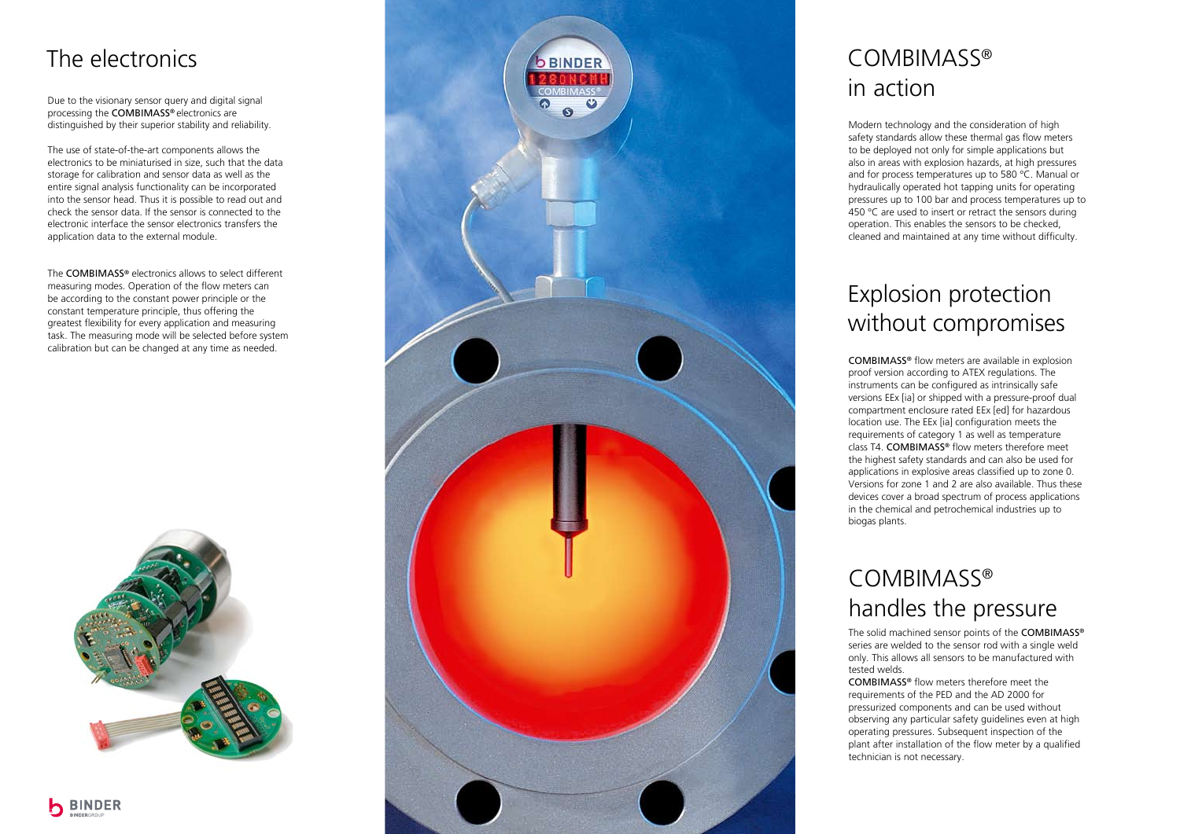## The electronics

Due to the visionary sensor query and digital signal processing the **COMBIMASS®** electronics are distinguished by their superior stability and reliability.

The use of state-of-the-art components allows the electronics to be miniaturised in size, such that the data storage for calibration and sensor data as well as the entire signal analysis functionality can be incorporated into the sensor head. Thus it is possible to read out and check the sensor data. If the sensor is connected to the electronic interface the sensor electronics transfers the application data to the external module.

The **COMBIMASS®** electronics allows to select different measuring modes. Operation of the flow meters can be according to the constant power principle or the constant temperature principle, thus offering the greatest flexibility for every application and measuring task. The measuring mode will be selected before system calibration but can be changed at any time as needed.

## COMBIMASS® in action

Modern technology and the consideration of high safety standards allow these thermal gas flow meters to be deployed not only for simple applications but also in areas with explosion hazards, at high pressures and for process temperatures up to 580 °C. Manual or hydraulically operated hot tapping units for operating pressures up to 100 bar and process temperatures up to 450 °C are used to insert or retract the sensors during operation. This enables the sensors to be checked, cleaned and maintained at any time without difficulty.

## Explosion protection without compromises

**COMBIMASS®** flow meters are available in explosion proof version according to ATEX regulations. The instruments can be configured as intrinsically safe versions EEx [ia] or shipped with a pressure-proof dual compartment enclosure rated EEx [ed] for hazardous location use. The EEx [ia] configuration meets the requirements of category 1 as well as temperature class T4. **COMBIMASS®** flow meters therefore meet the highest safety standards and can also be used for applications in explosive areas classified up to zone 0. Versions for zone 1 and 2 are also available. Thus these devices cover a broad spectrum of process applications in the chemical and petrochemical industries up to biogas plants.

## COMBIMASS® handles the pressure

The solid machined sensor points of the **COMBIMASS®** series are welded to the sensor rod with a single weld only. This allows all sensors to be manufactured with tested welds.

**COMBIMASS®** flow meters therefore meet the requirements of the PED and the AD 2000 for pressurized components and can be used without observing any particular safety guidelines even at high operating pressures. Subsequent inspection of the plant after installation of the flow meter by a qualified technician is not necessary.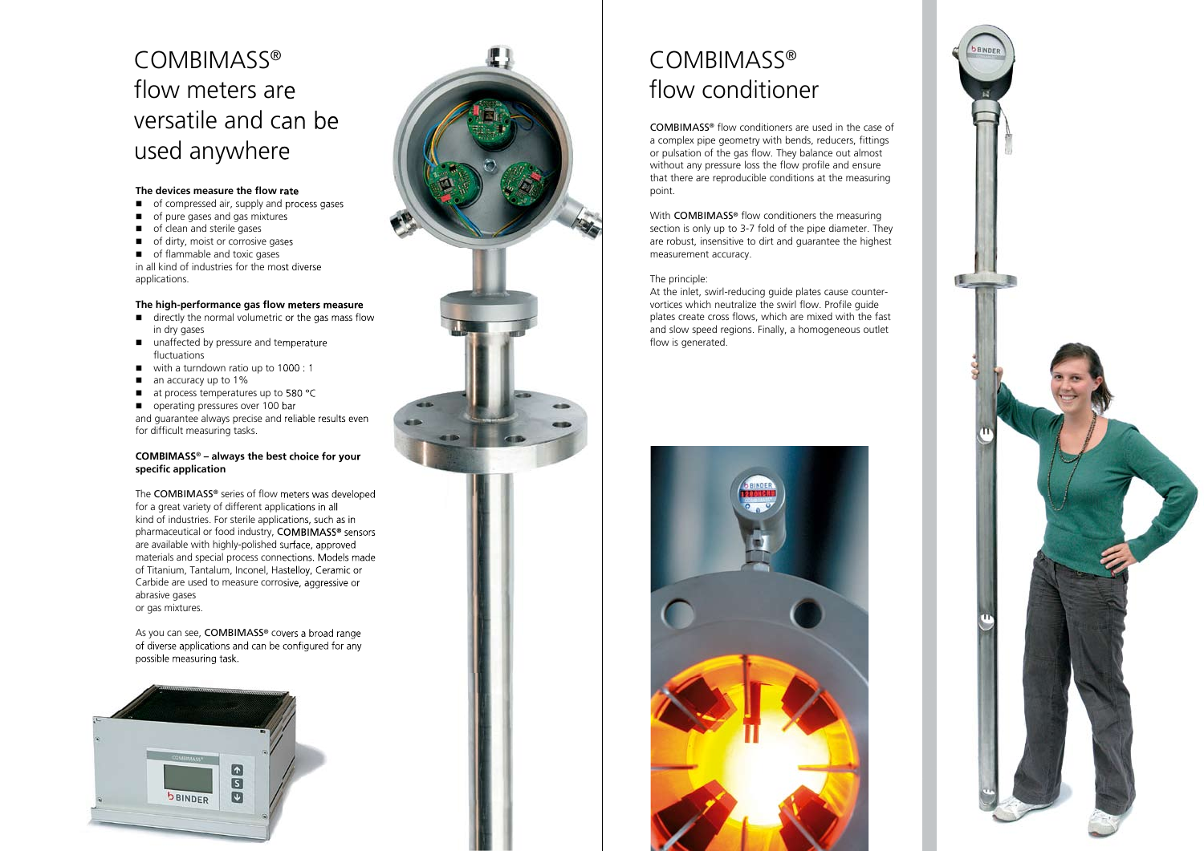# COMBIMASS® flow meters are versatile and can be used anywhere

**The devices measure the flow rate**

- of compressed air, supply and process gases
- of pure gases and gas mixtures
- of clean and sterile gases
- of dirty, moist or corrosive gases
- of flammable and toxic gases

in all kind of industries for the most diverse applications.

**The high-performance gas flow meters measure**

- directly the normal volumetric or the gas mass flow in dry gases
- unaffected by pressure and temperature fluctuations
- with a turndown ratio up to 1000 : 1
- an accuracy up to 1%
- at process temperatures up to 580 °C
- operating pressures over 100 bar

and guarantee always precise and reliable results even for difficult measuring tasks.

**COMBIMASS® – always the best choice for your specific application**

The COMBIMASS® series of flow meters was developed for a great variety of different applications in all kind of industries. For sterile applications, such as in pharmaceutical or food industry, COMBIMASS® sensors are available with highly-polished surface, approved materials and special process connections. Models made of Titanium, Tantalum, Inconel, Hastelloy, Ceramic or Carbide are used to measure corrosive, aggressive or abrasive gases or gas mixtures.

As you can see, COMBIMASS® covers a broad range of diverse applications and can be configured for any possible measuring task.

# COMBIMASS® flow conditioner

COMBIMASS® flow conditioners are used in the case of a complex pipe geometry with bends, reducers, fittings or pulsation of the gas flow. They balance out almost without any pressure loss the flow profile and ensure that there are reproducible conditions at the measuring point.

With COMBIMASS® flow conditioners the measuring section is only up to 3-7 fold of the pipe diameter. They are robust, insensitive to dirt and guarantee the highest measurement accuracy.

The principle:
At the inlet, swirl-reducing guide plates cause counter-vortices which neutralize the swirl flow. Profile guide plates create cross flows, which are mixed with the fast and slow speed regions. Finally, a homogeneous outlet flow is generated.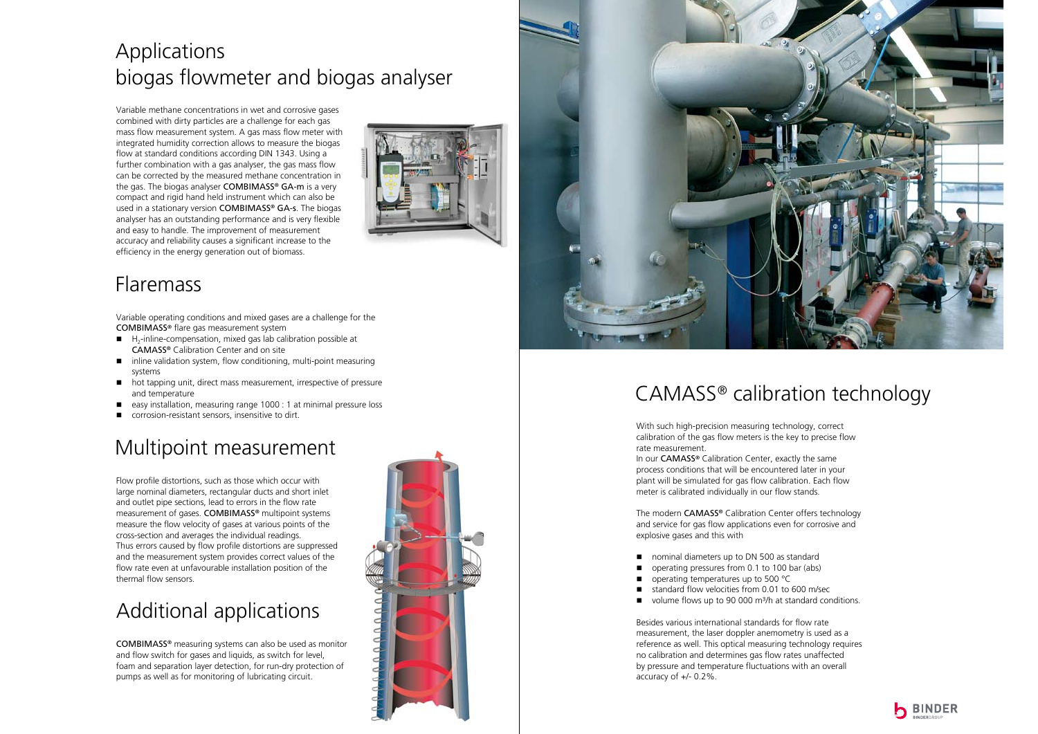# Applications biogas flowmeter and biogas analyser

Variable methane concentrations in wet and corrosive gases combined with dirty particles are a challenge for each gas mass flow measurement system. A gas mass flow meter with integrated humidity correction allows to measure the biogas flow at standard conditions according DIN 1343. Using a further combination with a gas analyser, the gas mass flow can be corrected by the measured methane concentration in the gas. The biogas analyser **COMBIMASS® GA-m** is a very compact and rigid hand held instrument which can also be used in a stationary version **COMBIMASS® GA-s**. The biogas analyser has an outstanding performance and is very flexible and easy to handle. The improvement of measurement accuracy and reliability causes a significant increase to the efficiency in the energy generation out of biomass.

# Flaremass

Variable operating conditions and mixed gases are a challenge for the **COMBIMASS®** flare gas measurement system

- $H_2$-inline-compensation, mixed gas lab calibration possible at **CAMASS®** Calibration Center and on site
- inline validation system, flow conditioning, multi-point measuring systems
- hot tapping unit, direct mass measurement, irrespective of pressure and temperature
- easy installation, measuring range 1000 : 1 at minimal pressure loss
- corrosion-resistant sensors, insensitive to dirt.

# Multipoint measurement

Flow profile distortions, such as those which occur with large nominal diameters, rectangular ducts and short inlet and outlet pipe sections, lead to errors in the flow rate measurement of gases. **COMBIMASS®** multipoint systems measure the flow velocity of gases at various points of the cross-section and averages the individual readings. Thus errors caused by flow profile distortions are suppressed and the measurement system provides correct values of the flow rate even at unfavourable installation position of the thermal flow sensors.

# Additional applications

**COMBIMASS®** measuring systems can also be used as monitor and flow switch for gases and liquids, as switch for level, foam and separation layer detection, for run-dry protection of pumps as well as for monitoring of lubricating circuit.

# CAMASS® calibration technology

With such high-precision measuring technology, correct calibration of the gas flow meters is the key to precise flow rate measurement.
In our **CAMASS®** Calibration Center, exactly the same process conditions that will be encountered later in your plant will be simulated for gas flow calibration. Each flow meter is calibrated individually in our flow stands.

The modern **CAMASS®** Calibration Center offers technology and service for gas flow applications even for corrosive and explosive gases and this with

- nominal diameters up to DN 500 as standard
- operating pressures from 0.1 to 100 bar (abs)
- operating temperatures up to 500 °C
- standard flow velocities from 0.01 to 600 m/sec
- volume flows up to 90 000 m³/h at standard conditions.

Besides various international standards for flow rate measurement, the laser doppler anemometry is used as a reference as well. This optical measuring technology requires no calibration and determines gas flow rates unaffected by pressure and temperature fluctuations with an overall accuracy of +/- 0.2%.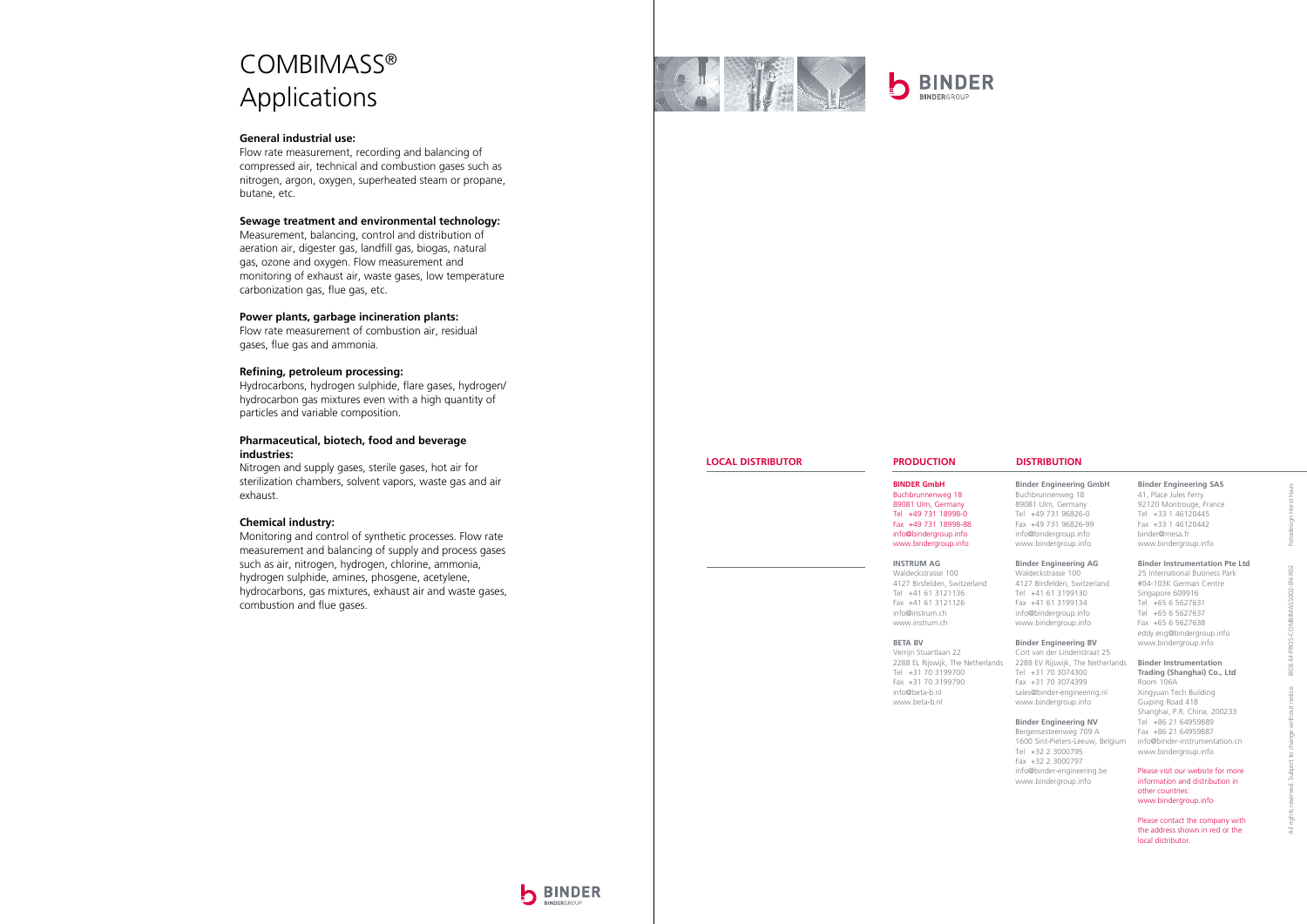# COMBIMASS®
# Applications

**General industrial use:**
Flow rate measurement, recording and balancing of compressed air, technical and combustion gases such as nitrogen, argon, oxygen, superheated steam or propane, butane, etc.

**Sewage treatment and environmental technology:**
Measurement, balancing, control and distribution of aeration air, digester gas, landfill gas, biogas, natural gas, ozone and oxygen. Flow measurement and monitoring of exhaust air, waste gases, low temperature carbonization gas, flue gas, etc.

**Power plants, garbage incineration plants:**
Flow rate measurement of combustion air, residual gases, flue gas and ammonia.

**Refining, petroleum processing:**
Hydrocarbons, hydrogen sulphide, flare gases, hydrogen/ hydrocarbon gas mixtures even with a high quantity of particles and variable composition.

**Pharmaceutical, biotech, food and beverage industries:**
Nitrogen and supply gases, sterile gases, hot air for sterilization chambers, solvent vapors, waste gas and air exhaust.

**Chemical industry:**
Monitoring and control of synthetic processes. Flow rate measurement and balancing of supply and process gases such as air, nitrogen, hydrogen, chlorine, ammonia, hydrogen sulphide, amines, phosgene, acetylene, hydrocarbons, gas mixtures, exhaust air and waste gases, combustion and flue gases.

BINDER
BINDERGROUP

**LOCAL DISTRIBUTOR**

**PRODUCTION**

**BINDER GmbH**
Buchbrunnenweg 18
89081 Ulm, Germany
Tel +49 731 18998-0
Fax +49 731 18998-88
info@bindergroup.info
www.bindergroup.info

**INSTRUM AG**
Waldeckstrasse 100
4127 Birsfelden, Switzerland
Tel +41 61 3121136
Fax +41 61 3121126
info@instrum.ch
www.instrum.ch

**BETA BV**
Verrijn Stuartlaan 22
2288 EL Rijswijk, The Netherlands
Tel +31 70 3199700
Fax +31 70 3199790
info@beta-b.nl
www.beta-b.nl

**DISTRIBUTION**

**Binder Engineering GmbH**
Buchbrunnenweg 18
89081 Ulm, Germany
Tel +49 731 96826-0
Fax +49 731 96826-99
info@bindergroup.info
www.bindergroup.info

**Binder Engineering AG**
Waldeckstrasse 100
4127 Birsfelden, Switzerland
Tel +41 61 3199130
Fax +41 61 3199134
info@bindergroup.info
www.bindergroup.info

**Binder Engineering BV**
Cort van der Lindenstraat 25
2288 EV Rijswijk, The Netherlands
Tel +31 70 3074300
Fax +31 70 3074399
sales@binder-engineering.nl
www.bindergroup.info

**Binder Engineering NV**
Bergensesteenweg 709 A
1600 Sint-Pieters-Leeuw, Belgium
Tel +32 2 3000795
Fax +32 2 3000797
info@binder-engineering.be
www.bindergroup.info

**Binder Engineering SAS**
41, Place Jules Ferry
92120 Montrouge, France
Tel +33 1 46120445
Fax +33 1 46120442
binder@mesa.fr
www.bindergroup.info

**Binder Instrumentation Pte Ltd**
25 International Business Park
#04-103K German Centre
Singapore 609916
Tel +65 6 5627631
Tel +65 6 5627637
Fax +65 6 5627638
eddy.eng@bindergroup.info
www.bindergroup.info

**Binder Instrumentation Trading (Shanghai) Co., Ltd**
Room 106A
Xingyuan Tech Building
Guiping Road 418
Shanghai, P.R. China, 200233
Tel +86 21 64959889
Fax +86 21 64959887
info@binder-instrumentation.cn
www.bindergroup.info

Please visit our website for more information and distribution in other countries:
www.bindergroup.info

Please contact the company with the address shown in red or the local distributor.

All rights reserved. Subject to change without notice. BIDE-M-PROS-COMBIMASS002-EN-R02 Fotodesign Horst Haas.